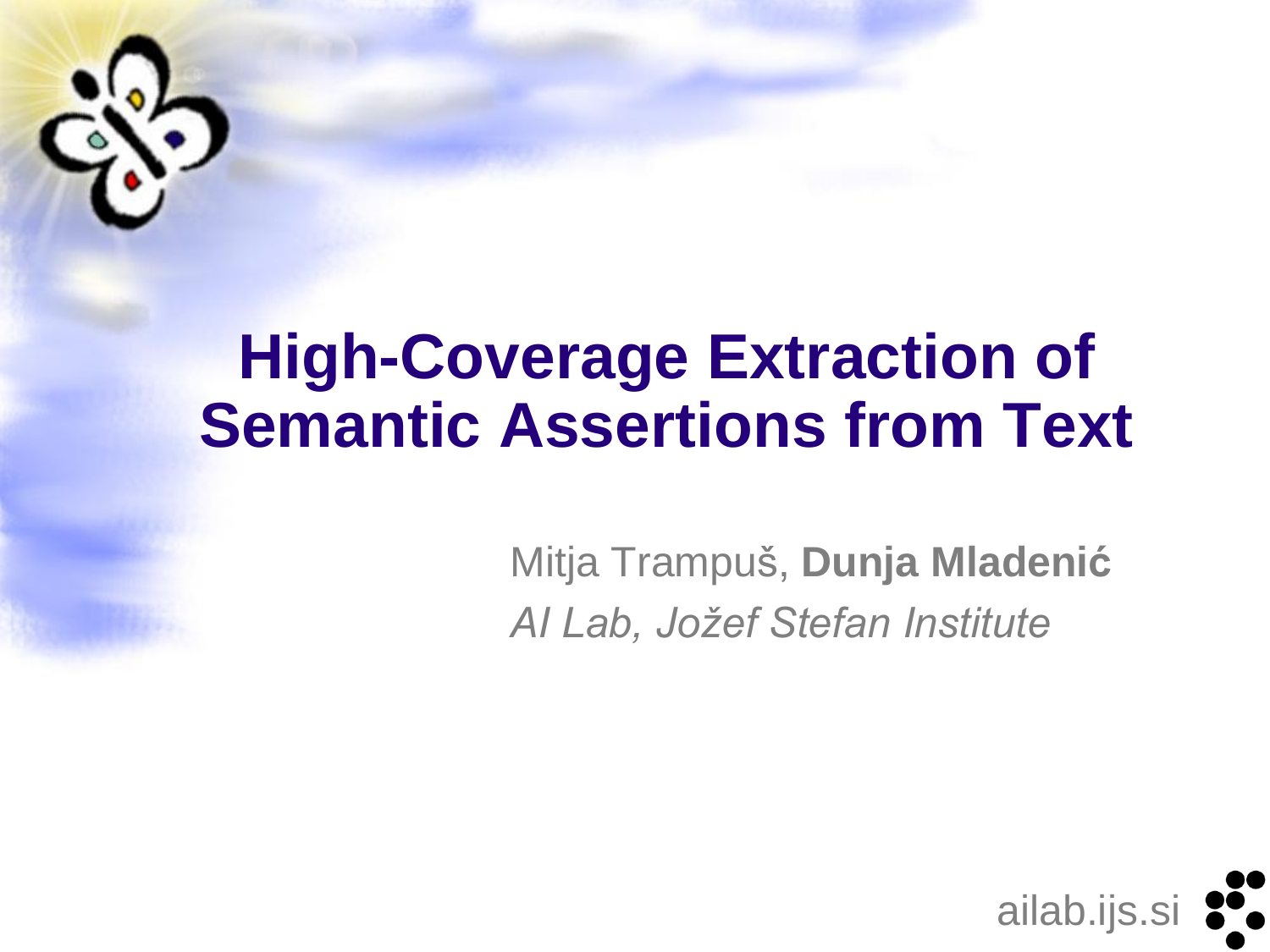# High-Coverage Extraction of Semantic Assertions from Text

Mitja Trampuš, **Dunja Mladenić**

*AI Lab, Jožef Stefan Institute*

ailab.ijs.si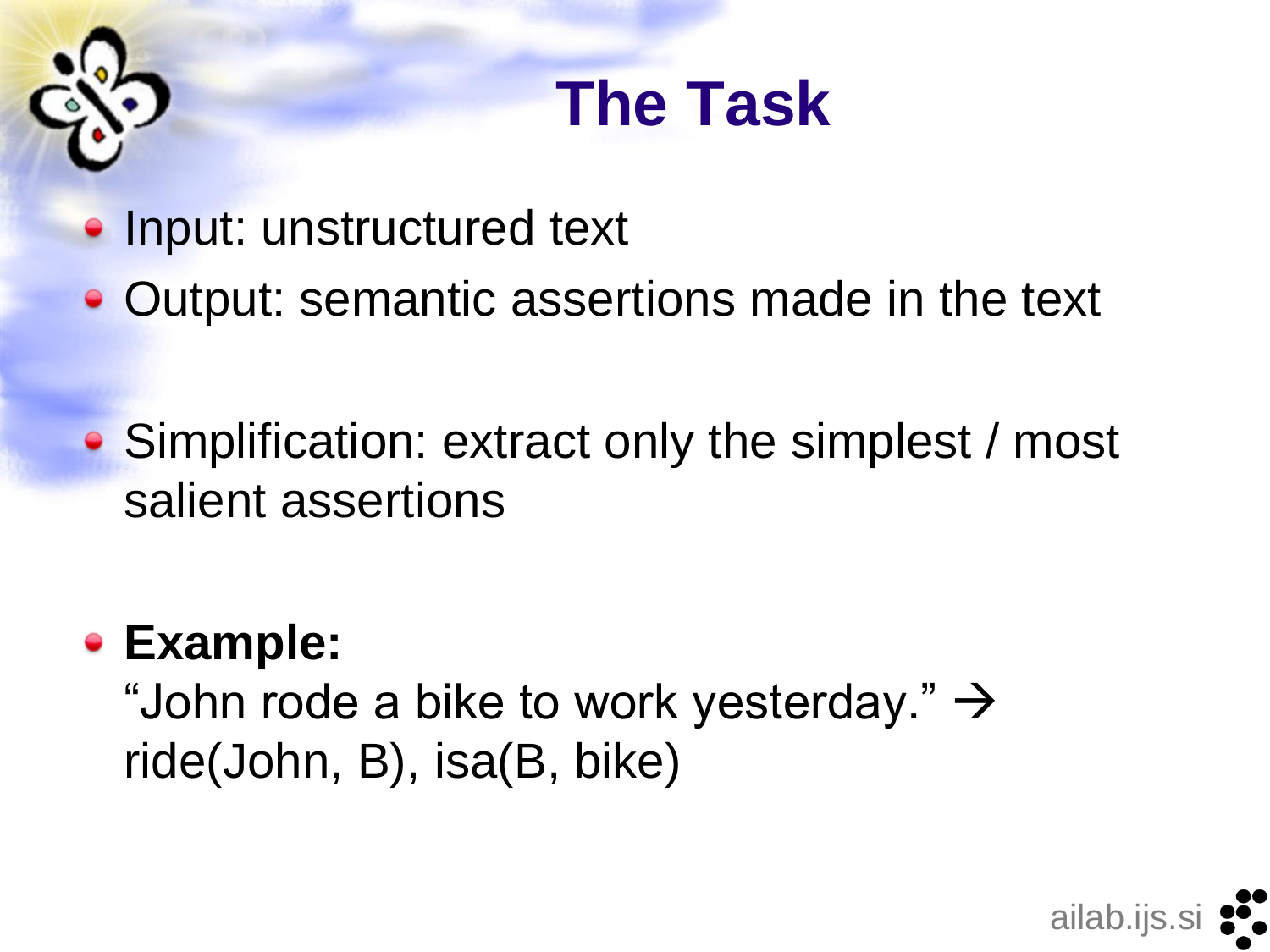# The Task

- Input: unstructured text
- Output: semantic assertions made in the text
- Simplification: extract only the simplest / most salient assertions
- **Example:**
  "John rode a bike to work yesterday." → ride(John, B), isa(B, bike)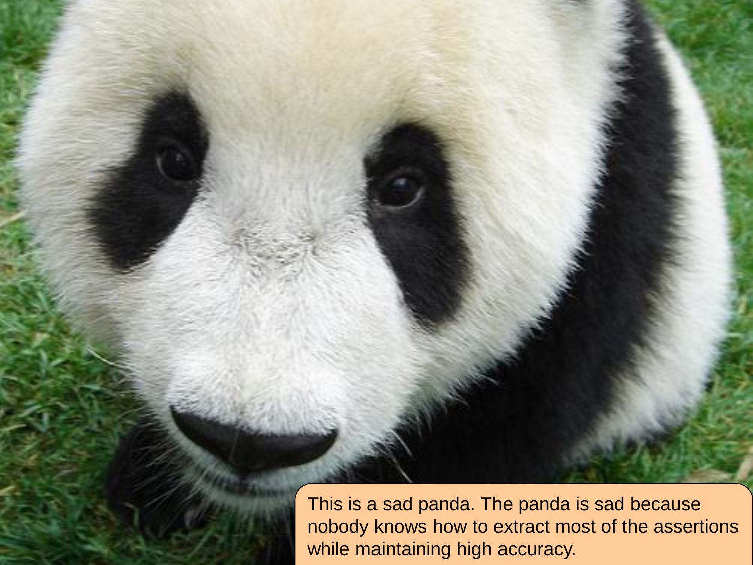This is a sad panda. The panda is sad because nobody knows how to extract most of the assertions while maintaining high accuracy.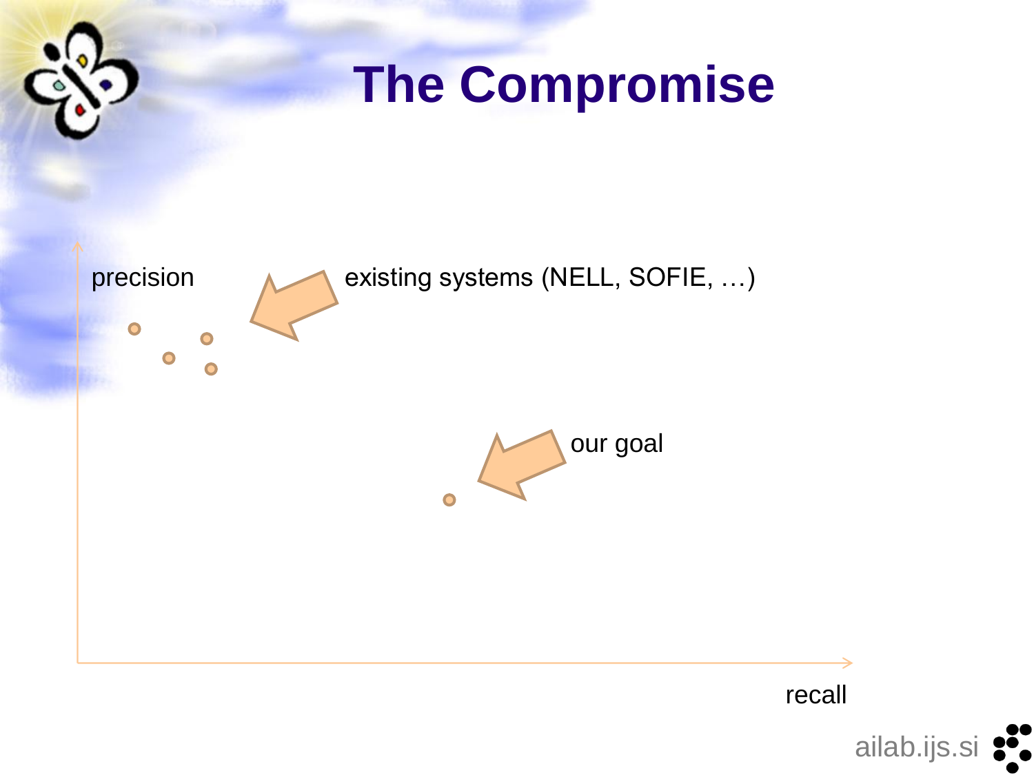# The Compromise

precision

existing systems (NELL, SOFIE, …)

our goal

recall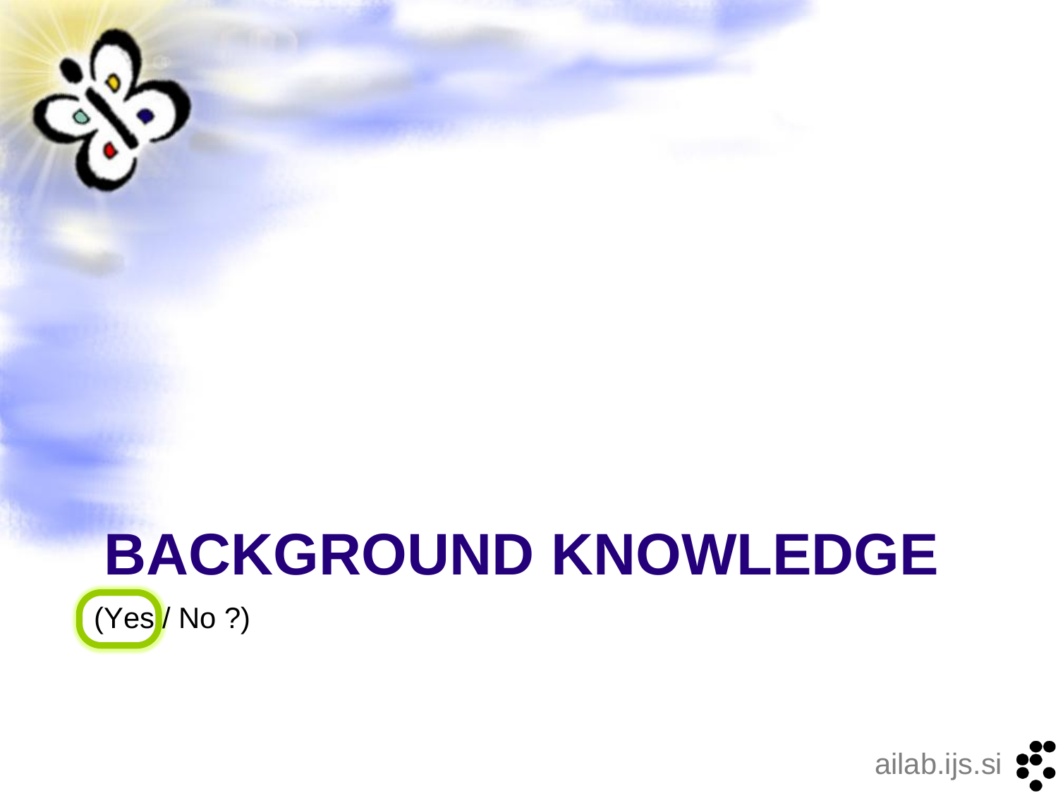# BACKGROUND KNOWLEDGE

(Yes / No ?)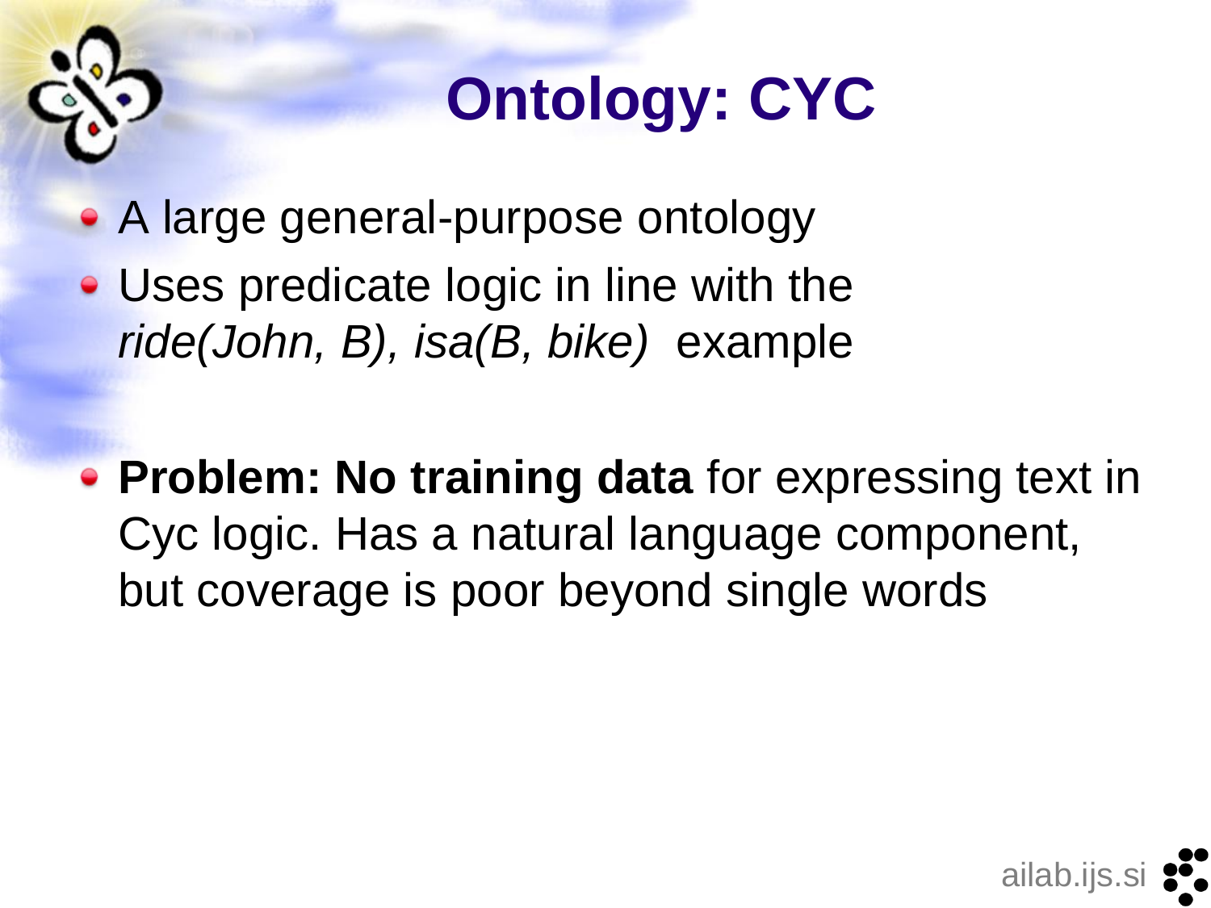# Ontology: CYC

- A large general-purpose ontology
- Uses predicate logic in line with the *ride(John, B), isa(B, bike)* example
- **Problem: No training data** for expressing text in Cyc logic. Has a natural language component, but coverage is poor beyond single words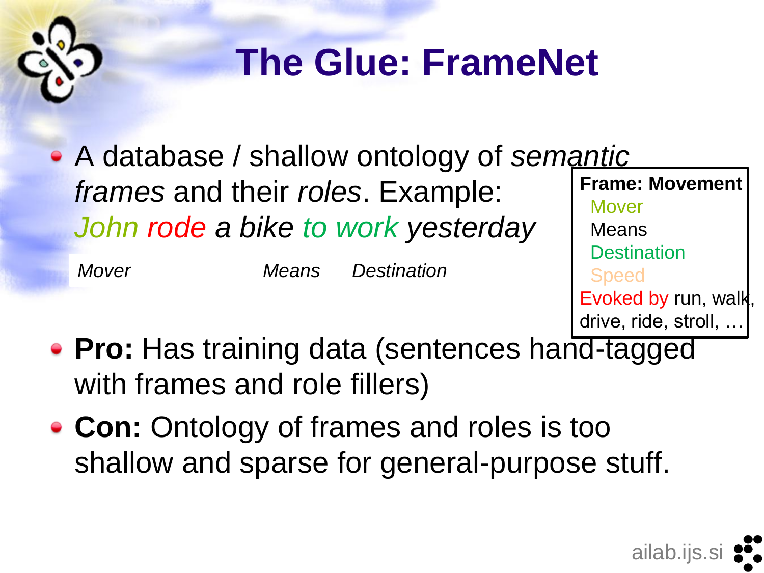# The Glue: FrameNet

- A database / shallow ontology of *semantic frames* and their *roles*. Example:
  *John rode a bike to work yesterday*

  *Mover* *Means* *Destination*

**Frame: Movement**
- Mover
- Means
- Destination
- Speed

Evoked by run, walk, drive, ride, stroll, …

- **Pro:** Has training data (sentences hand-tagged with frames and role fillers)
- **Con:** Ontology of frames and roles is too shallow and sparse for general-purpose stuff.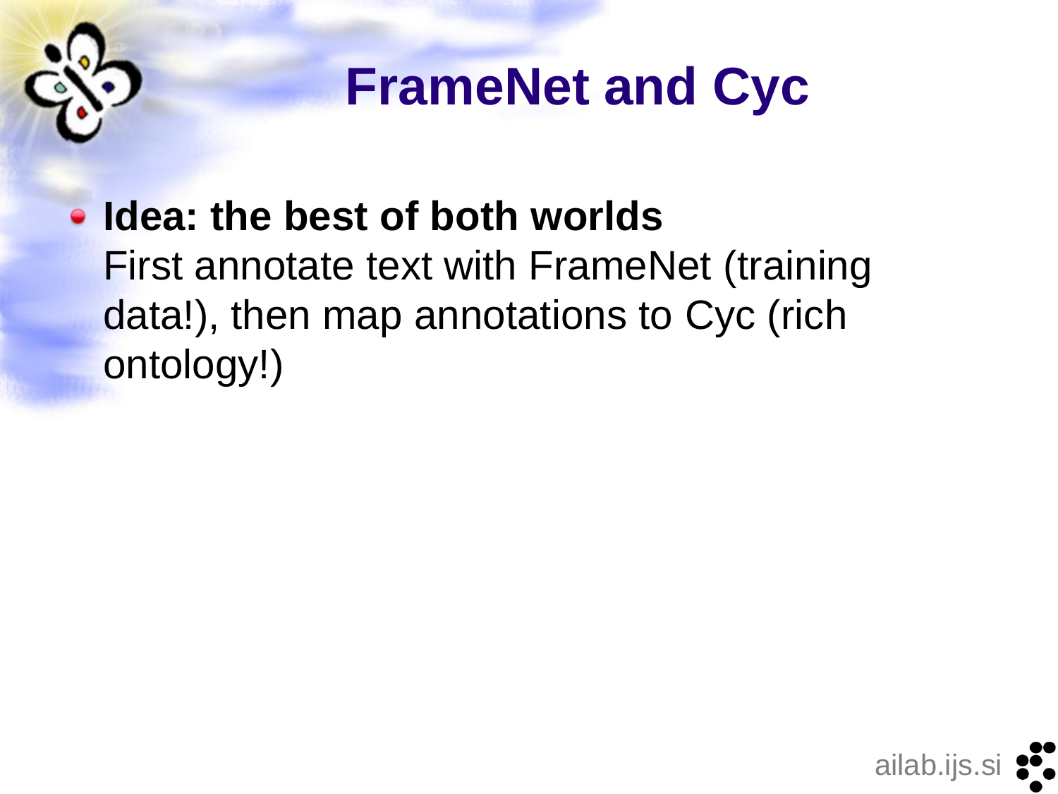# FrameNet and Cyc

- **Idea: the best of both worlds**
  First annotate text with FrameNet (training data!), then map annotations to Cyc (rich ontology!)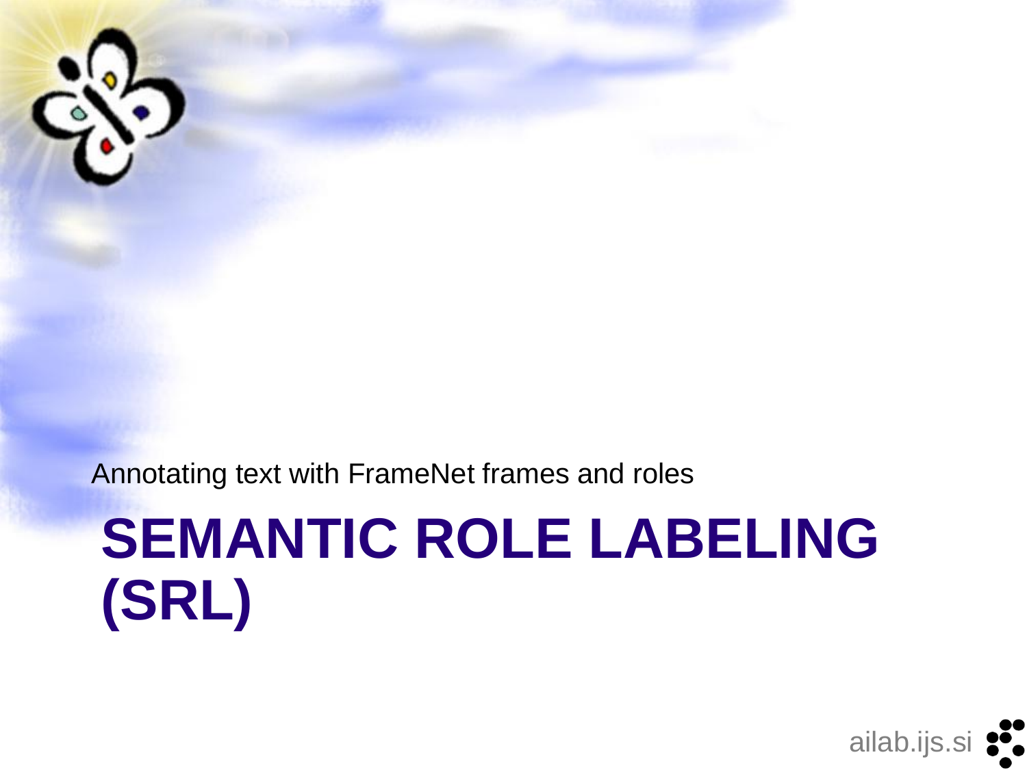Annotating text with FrameNet frames and roles

# SEMANTIC ROLE LABELING (SRL)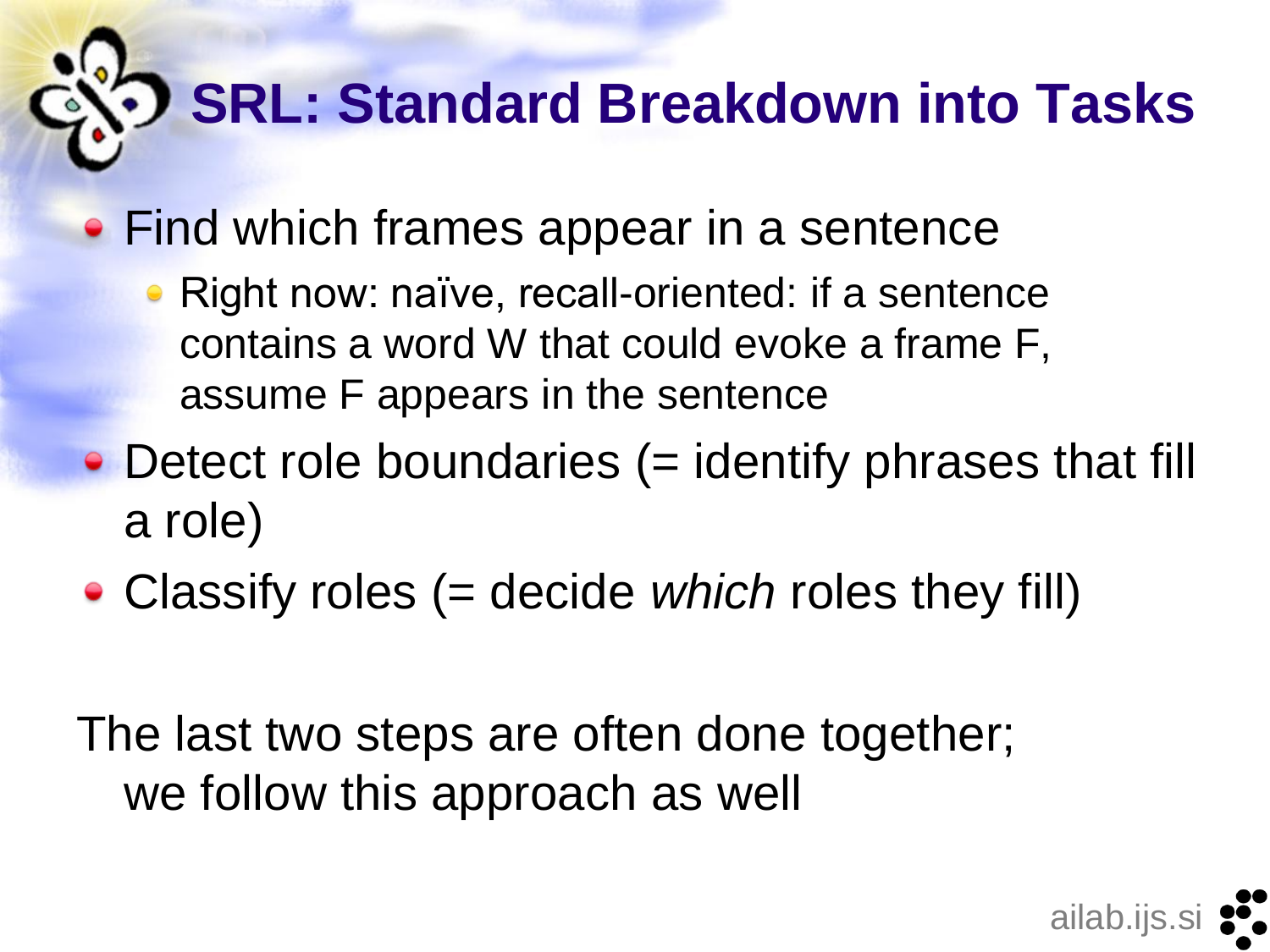# SRL: Standard Breakdown into Tasks

- Find which frames appear in a sentence
  - Right now: naïve, recall-oriented: if a sentence contains a word W that could evoke a frame F, assume F appears in the sentence
- Detect role boundaries (= identify phrases that fill a role)
- Classify roles (= decide *which* roles they fill)

The last two steps are often done together; we follow this approach as well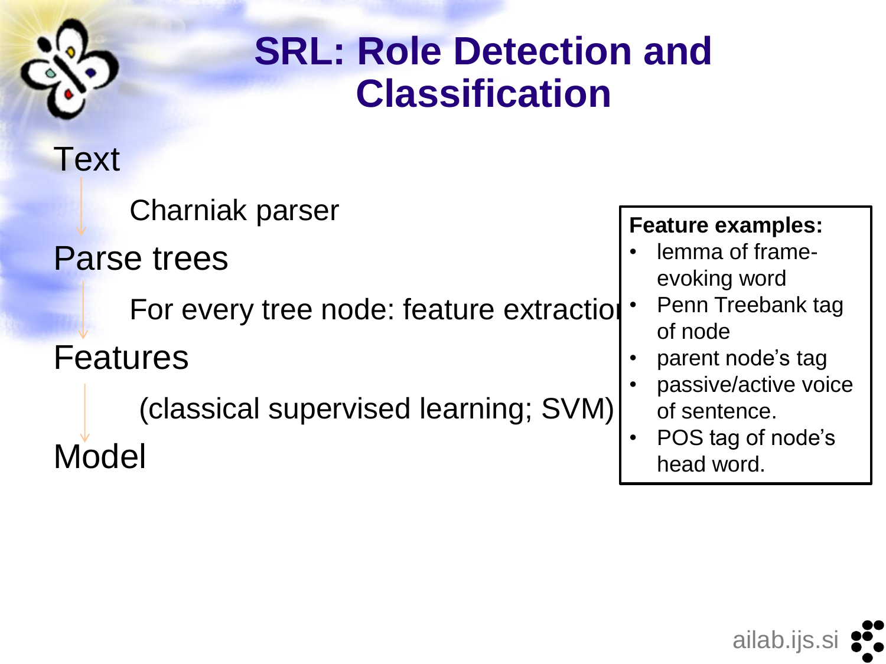# SRL: Role Detection and Classification

Text

↓ Charniak parser

Parse trees

↓ For every tree node: feature extraction

Features

↓ (classical supervised learning; SVM)

Model

**Feature examples:**

- lemma of frame-evoking word
- Penn Treebank tag of node
- parent node's tag
- passive/active voice of sentence.
- POS tag of node's head word.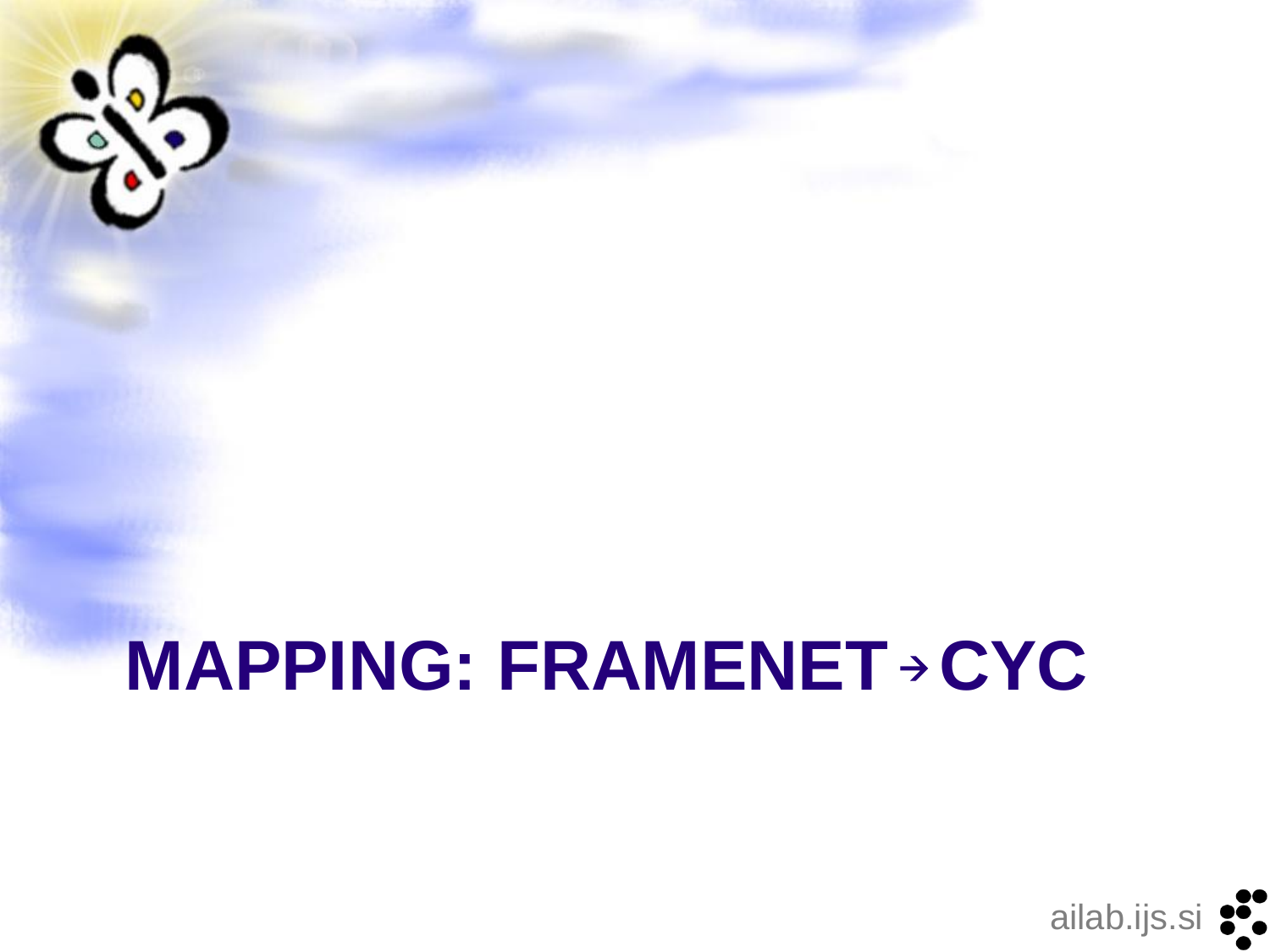# MAPPING: FRAMENET → CYC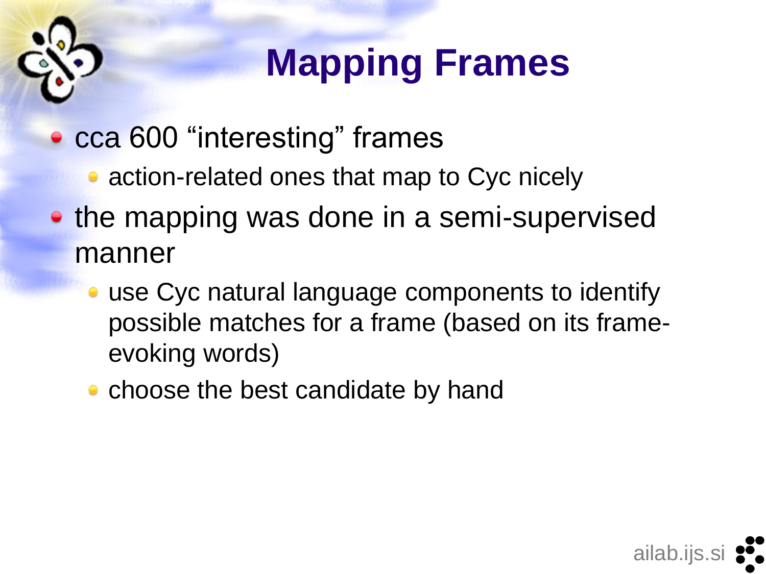# Mapping Frames

- cca 600 “interesting” frames
  - action-related ones that map to Cyc nicely
- the mapping was done in a semi-supervised manner
  - use Cyc natural language components to identify possible matches for a frame (based on its frame-evoking words)
  - choose the best candidate by hand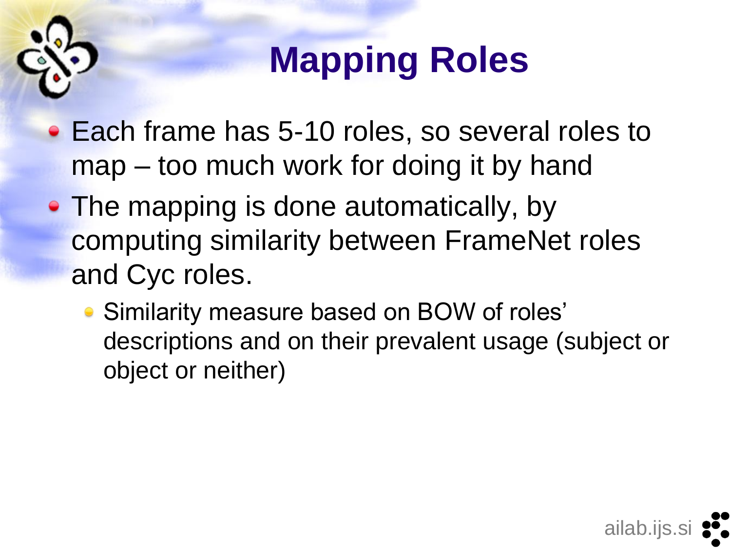# Mapping Roles

- Each frame has 5-10 roles, so several roles to map – too much work for doing it by hand
- The mapping is done automatically, by computing similarity between FrameNet roles and Cyc roles.
  - Similarity measure based on BOW of roles' descriptions and on their prevalent usage (subject or object or neither)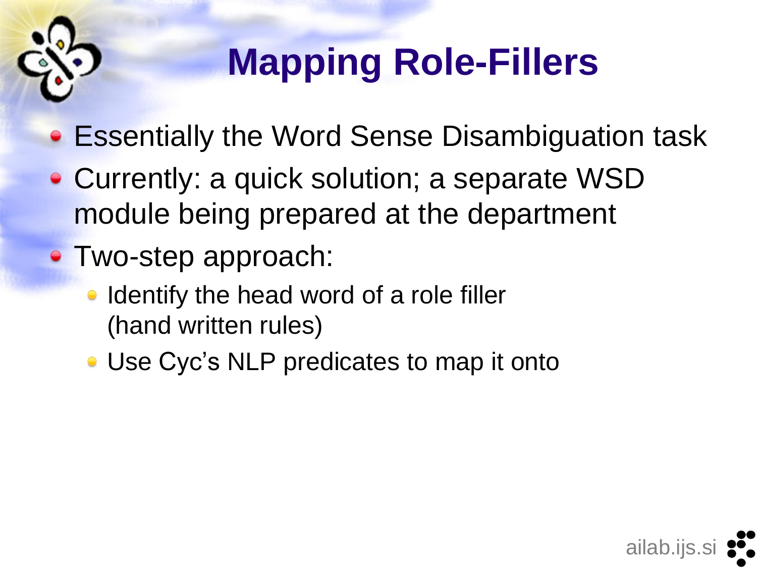# Mapping Role-Fillers

- Essentially the Word Sense Disambiguation task
- Currently: a quick solution; a separate WSD module being prepared at the department
- Two-step approach:
  - Identify the head word of a role filler (hand written rules)
  - Use Cyc's NLP predicates to map it onto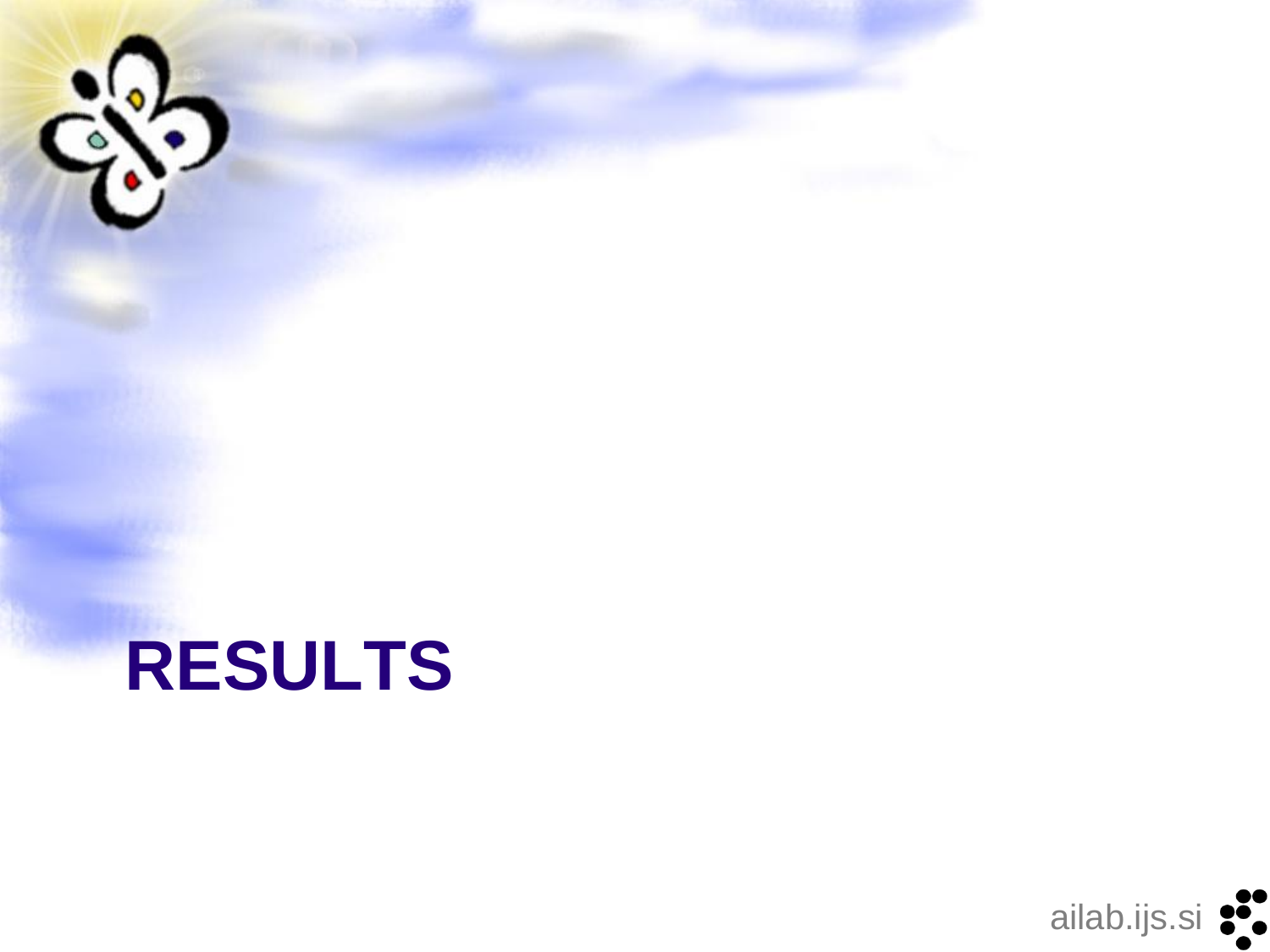# RESULTS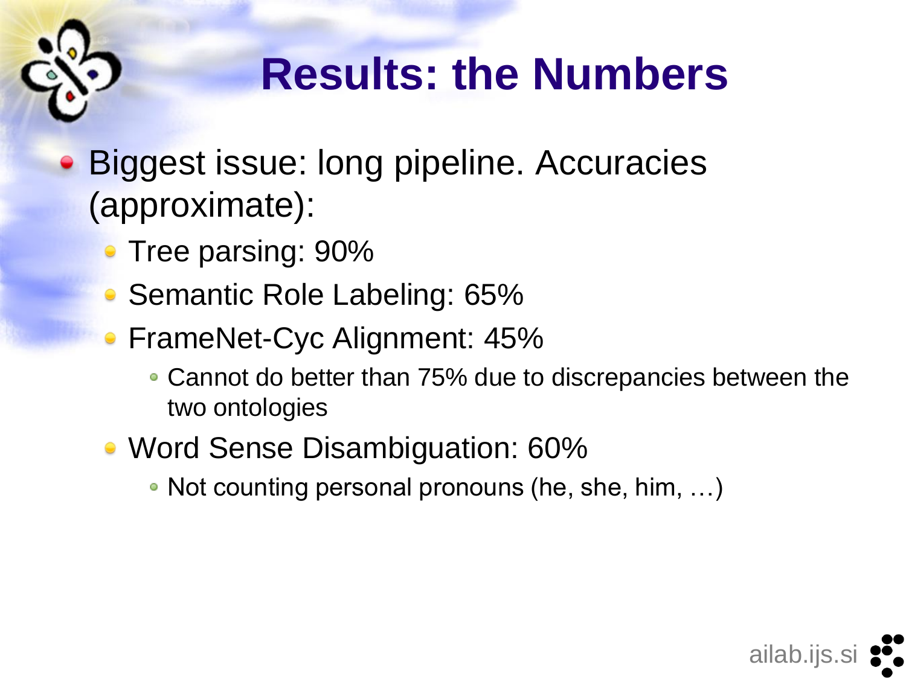# Results: the Numbers

- Biggest issue: long pipeline. Accuracies (approximate):
  - Tree parsing: 90%
  - Semantic Role Labeling: 65%
  - FrameNet-Cyc Alignment: 45%
    - Cannot do better than 75% due to discrepancies between the two ontologies
  - Word Sense Disambiguation: 60%
    - Not counting personal pronouns (he, she, him, …)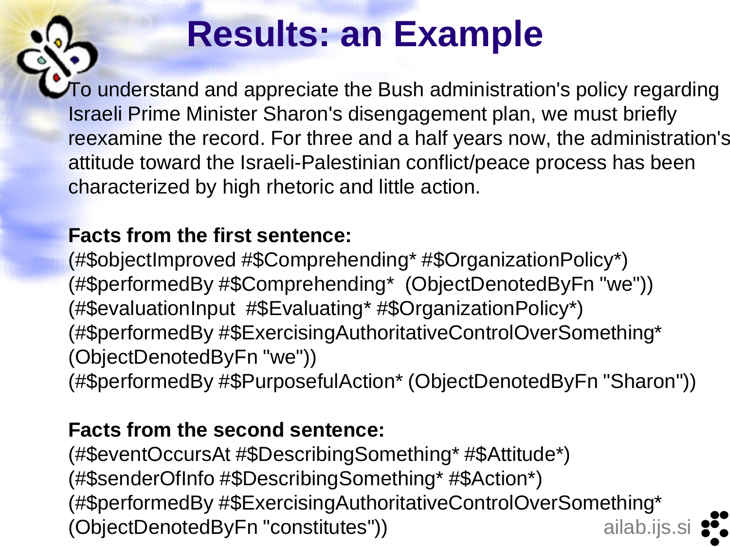# Results: an Example

To understand and appreciate the Bush administration's policy regarding Israeli Prime Minister Sharon's disengagement plan, we must briefly reexamine the record. For three and a half years now, the administration's attitude toward the Israeli-Palestinian conflict/peace process has been characterized by high rhetoric and little action.

**Facts from the first sentence:**

(#$objectImproved #$Comprehending* #$OrganizationPolicy*)
(#$performedBy #$Comprehending* (ObjectDenotedByFn "we"))
(#$evaluationInput #$Evaluating* #$OrganizationPolicy*)
(#$performedBy #$ExercisingAuthoritativeControlOverSomething* (ObjectDenotedByFn "we"))
(#$performedBy #$PurposefulAction* (ObjectDenotedByFn "Sharon"))

**Facts from the second sentence:**

(#$eventOccursAt #$DescribingSomething* #$Attitude*)
(#$senderOfInfo #$DescribingSomething* #$Action*)
(#$performedBy #$ExercisingAuthoritativeControlOverSomething* (ObjectDenotedByFn "constitutes"))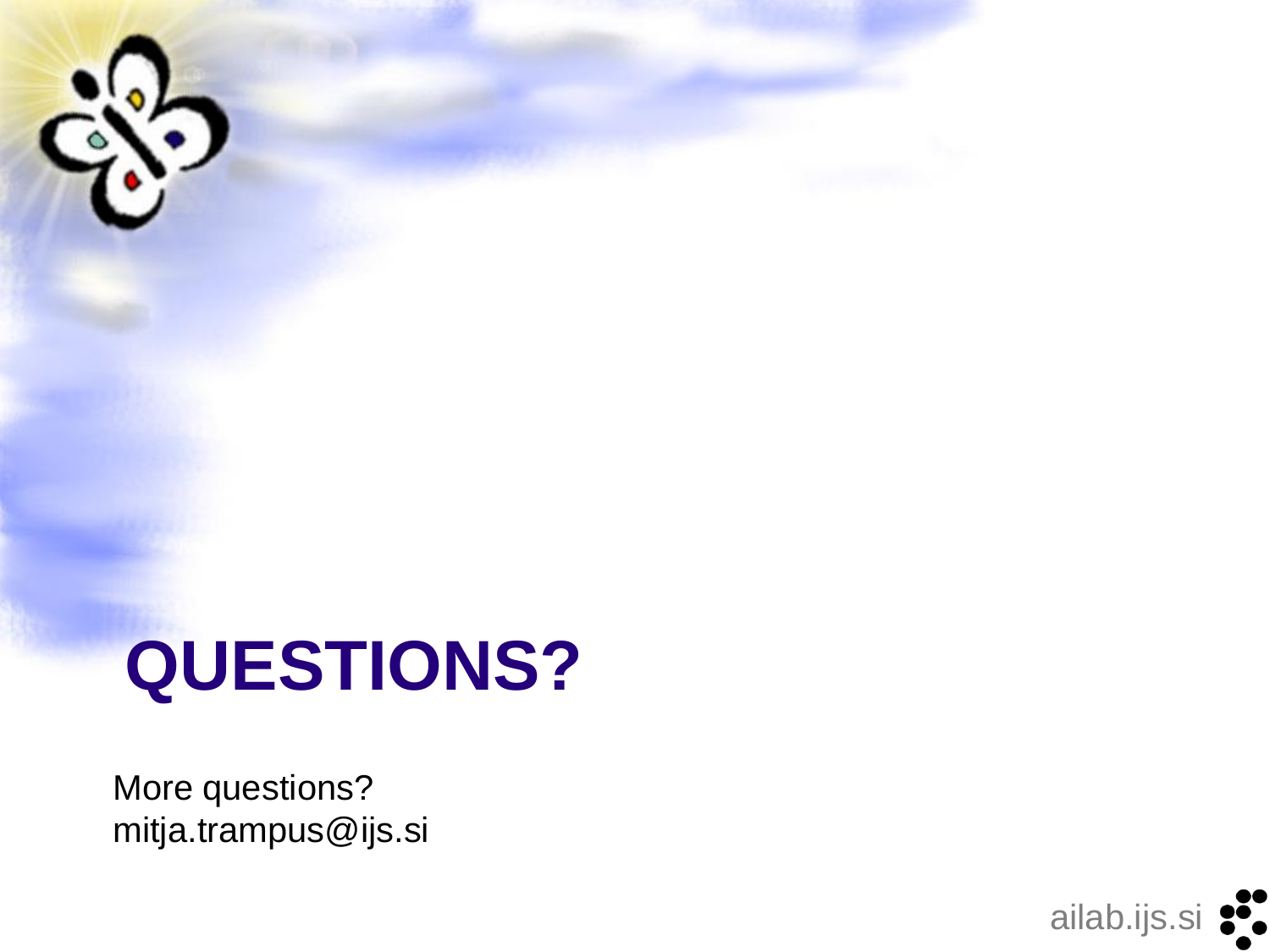# QUESTIONS?

More questions?
mitja.trampus@ijs.si